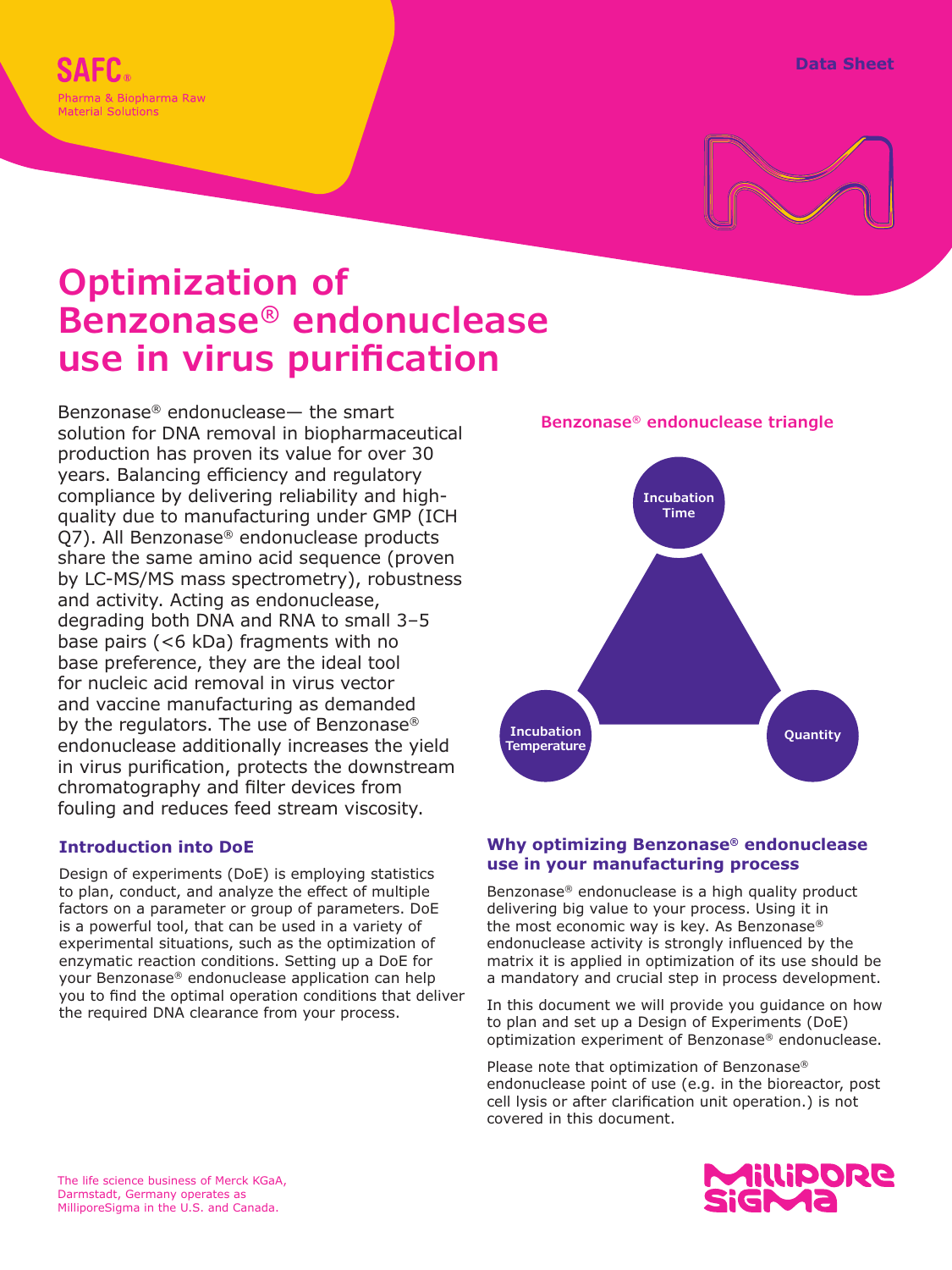SAFC®

Pharma & Biopharma Raw Material Solutions

Data Sheet

# Optimization of Benzonase® endonuclease use in virus purification

Benzonase® endonuclease— the smart solution for DNA removal in biopharmaceutical production has proven its value for over 30 years. Balancing efficiency and regulatory compliance by delivering reliability and high-quality due to manufacturing under GMP (ICH Q7). All Benzonase® endonuclease products share the same amino acid sequence (proven by LC-MS/MS mass spectrometry), robustness and activity. Acting as endonuclease, degrading both DNA and RNA to small 3–5 base pairs (<6 kDa) fragments with no base preference, they are the ideal tool for nucleic acid removal in virus vector and vaccine manufacturing as demanded by the regulators. The use of Benzonase® endonuclease additionally increases the yield in virus purification, protects the downstream chromatography and filter devices from fouling and reduces feed stream viscosity.

**Benzonase® endonuclease triangle**

Incubation Time

Incubation Temperature

Quantity

### Introduction into DoE

Design of experiments (DoE) is employing statistics to plan, conduct, and analyze the effect of multiple factors on a parameter or group of parameters. DoE is a powerful tool, that can be used in a variety of experimental situations, such as the optimization of enzymatic reaction conditions. Setting up a DoE for your Benzonase® endonuclease application can help you to find the optimal operation conditions that deliver the required DNA clearance from your process.

### Why optimizing Benzonase® endonuclease use in your manufacturing process

Benzonase® endonuclease is a high quality product delivering big value to your process. Using it in the most economic way is key. As Benzonase® endonuclease activity is strongly influenced by the matrix it is applied in optimization of its use should be a mandatory and crucial step in process development.

In this document we will provide you guidance on how to plan and set up a Design of Experiments (DoE) optimization experiment of Benzonase® endonuclease.

Please note that optimization of Benzonase® endonuclease point of use (e.g. in the bioreactor, post cell lysis or after clarification unit operation.) is not covered in this document.

The life science business of Merck KGaA, Darmstadt, Germany operates as MilliporeSigma in the U.S. and Canada.

MilliporeSigma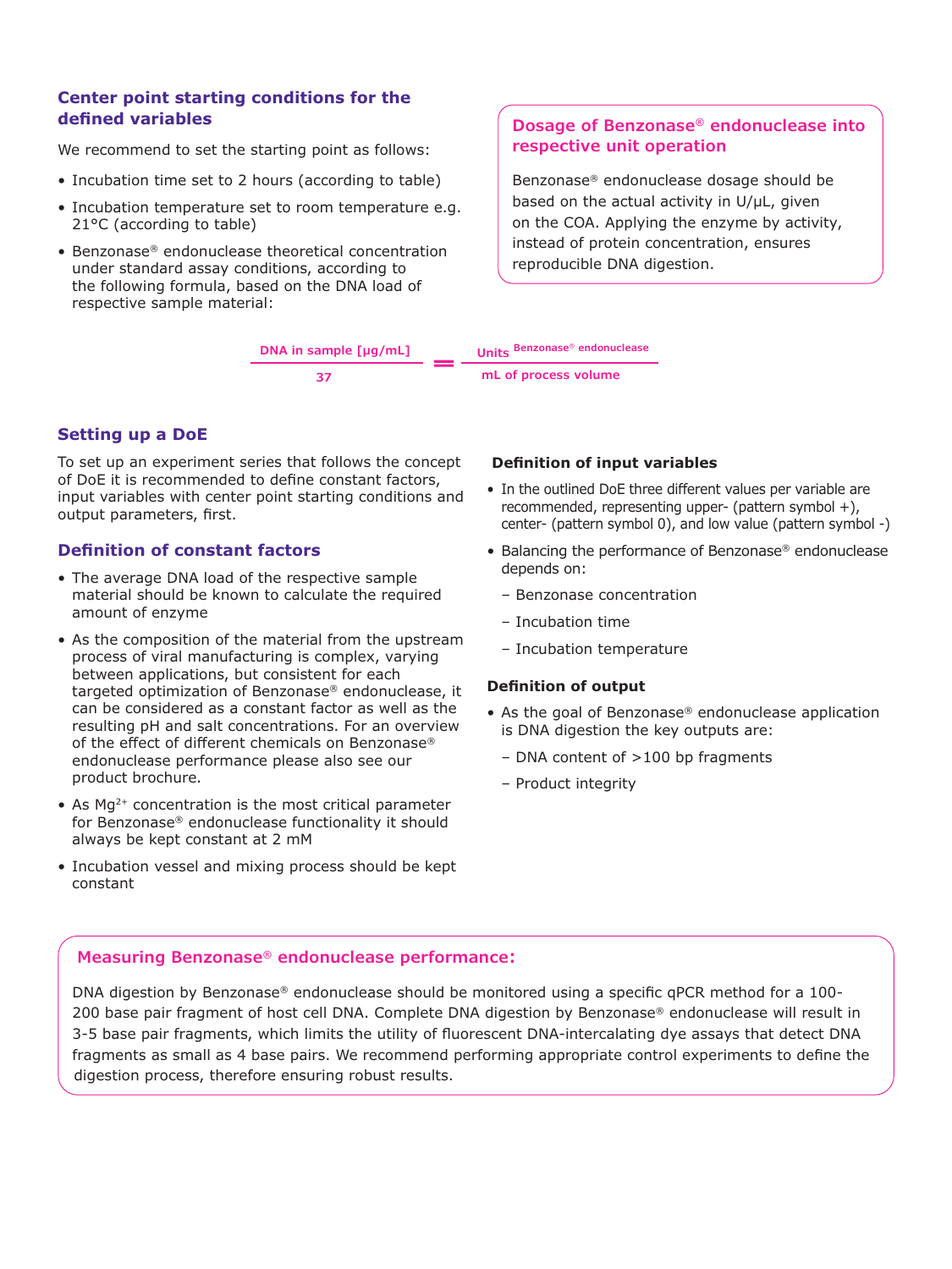## Center point starting conditions for the defined variables

We recommend to set the starting point as follows:

- Incubation time set to 2 hours (according to table)
- Incubation temperature set to room temperature e.g. 21°C (according to table)
- Benzonase® endonuclease theoretical concentration under standard assay conditions, according to the following formula, based on the DNA load of respective sample material:

$$\frac{\text{DNA in sample [µg/mL]}}{37} = \frac{\text{Units}^{\text{Benzonase® endonuclease}}}{\text{mL of process volume}}$$

### Dosage of Benzonase® endonuclease into respective unit operation

Benzonase® endonuclease dosage should be based on the actual activity in U/µL, given on the COA. Applying the enzyme by activity, instead of protein concentration, ensures reproducible DNA digestion.

## Setting up a DoE

To set up an experiment series that follows the concept of DoE it is recommended to define constant factors, input variables with center point starting conditions and output parameters, first.

## Definition of constant factors

- The average DNA load of the respective sample material should be known to calculate the required amount of enzyme
- As the composition of the material from the upstream process of viral manufacturing is complex, varying between applications, but consistent for each targeted optimization of Benzonase® endonuclease, it can be considered as a constant factor as well as the resulting pH and salt concentrations. For an overview of the effect of different chemicals on Benzonase® endonuclease performance please also see our product brochure.
- As $Mg^{2+}$ concentration is the most critical parameter for Benzonase® endonuclease functionality it should always be kept constant at 2 mM
- Incubation vessel and mixing process should be kept constant

### Definition of input variables

- In the outlined DoE three different values per variable are recommended, representing upper- (pattern symbol +), center- (pattern symbol 0), and low value (pattern symbol -)
- Balancing the performance of Benzonase® endonuclease depends on:
  - Benzonase concentration
  - Incubation time
  - Incubation temperature

### Definition of output

- As the goal of Benzonase® endonuclease application is DNA digestion the key outputs are:
  - DNA content of >100 bp fragments
  - Product integrity

### Measuring Benzonase® endonuclease performance:

DNA digestion by Benzonase® endonuclease should be monitored using a specific qPCR method for a 100-200 base pair fragment of host cell DNA. Complete DNA digestion by Benzonase® endonuclease will result in 3-5 base pair fragments, which limits the utility of fluorescent DNA-intercalating dye assays that detect DNA fragments as small as 4 base pairs. We recommend performing appropriate control experiments to define the digestion process, therefore ensuring robust results.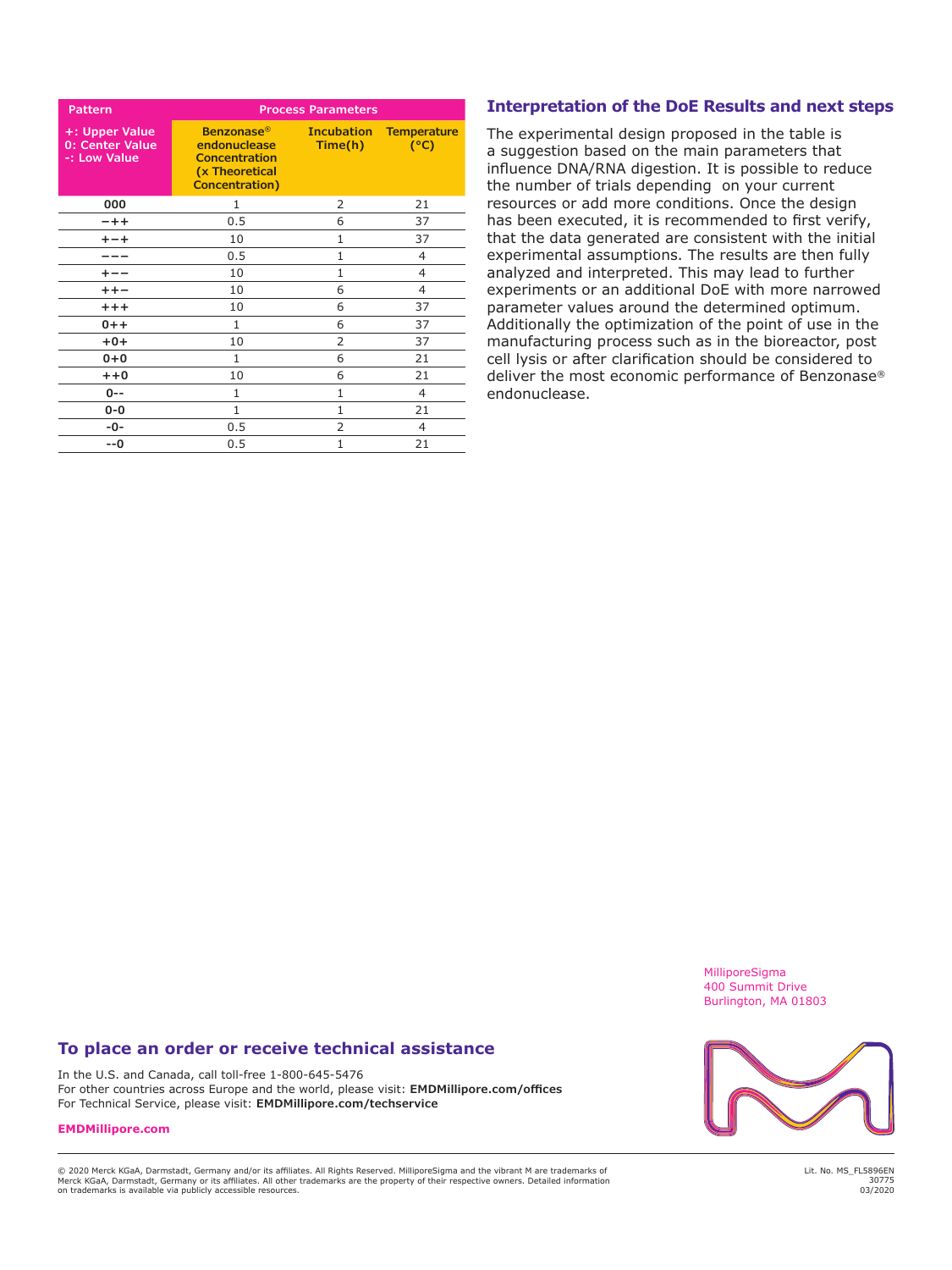| Pattern | Process Parameters | | |
| --- | --- | --- | --- |
| +: Upper Value<br>0: Center Value<br>-: Low Value | Benzonase® endonuclease Concentration (x Theoretical Concentration) | Incubation Time(h) | Temperature (°C) |
| 000 | 1 | 2 | 21 |
| −++ | 0.5 | 6 | 37 |
| +−+ | 10 | 1 | 37 |
| −−− | 0.5 | 1 | 4 |
| +−− | 10 | 1 | 4 |
| ++− | 10 | 6 | 4 |
| +++ | 10 | 6 | 37 |
| 0++ | 1 | 6 | 37 |
| +0+ | 10 | 2 | 37 |
| 0+0 | 1 | 6 | 21 |
| ++0 | 10 | 6 | 21 |
| 0-- | 1 | 1 | 4 |
| 0-0 | 1 | 1 | 21 |
| -0- | 0.5 | 2 | 4 |
| --0 | 0.5 | 1 | 21 |

## Interpretation of the DoE Results and next steps

The experimental design proposed in the table is a suggestion based on the main parameters that influence DNA/RNA digestion. It is possible to reduce the number of trials depending on your current resources or add more conditions. Once the design has been executed, it is recommended to first verify, that the data generated are consistent with the initial experimental assumptions. The results are then fully analyzed and interpreted. This may lead to further experiments or an additional DoE with more narrowed parameter values around the determined optimum. Additionally the optimization of the point of use in the manufacturing process such as in the bioreactor, post cell lysis or after clarification should be considered to deliver the most economic performance of Benzonase® endonuclease.

MilliporeSigma
400 Summit Drive
Burlington, MA 01803

## To place an order or receive technical assistance

In the U.S. and Canada, call toll-free 1-800-645-5476
For other countries across Europe and the world, please visit: **EMDMillipore.com/offices**
For Technical Service, please visit: **EMDMillipore.com/techservice**

**EMDMillipore.com**

© 2020 Merck KGaA, Darmstadt, Germany and/or its affiliates. All Rights Reserved. MilliporeSigma and the vibrant M are trademarks of Merck KGaA, Darmstadt, Germany or its affiliates. All other trademarks are the property of their respective owners. Detailed information on trademarks is available via publicly accessible resources.

Lit. No. MS_FL5896EN
30775
03/2020